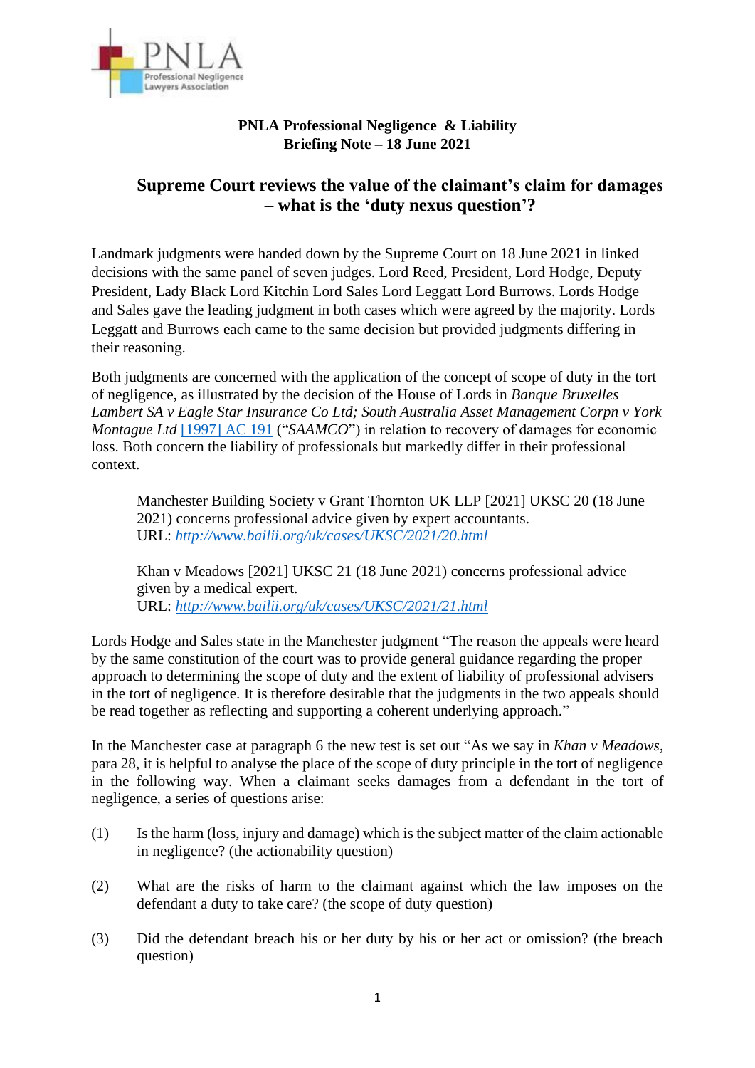**PNLA Professional Negligence & Liability**
**Briefing Note – 18 June 2021**

## Supreme Court reviews the value of the claimant's claim for damages – what is the 'duty nexus question'?

Landmark judgments were handed down by the Supreme Court on 18 June 2021 in linked decisions with the same panel of seven judges. Lord Reed, President, Lord Hodge, Deputy President, Lady Black Lord Kitchin Lord Sales Lord Leggatt Lord Burrows. Lords Hodge and Sales gave the leading judgment in both cases which were agreed by the majority. Lords Leggatt and Burrows each came to the same decision but provided judgments differing in their reasoning.

Both judgments are concerned with the application of the concept of scope of duty in the tort of negligence, as illustrated by the decision of the House of Lords in *Banque Bruxelles Lambert SA v Eagle Star Insurance Co Ltd; South Australia Asset Management Corpn v York Montague Ltd* [1997] AC 191 ("*SAAMCO*") in relation to recovery of damages for economic loss. Both concern the liability of professionals but markedly differ in their professional context.

> Manchester Building Society v Grant Thornton UK LLP [2021] UKSC 20 (18 June 2021) concerns professional advice given by expert accountants.
> URL: *http://www.bailii.org/uk/cases/UKSC/2021/20.html*
>
> Khan v Meadows [2021] UKSC 21 (18 June 2021) concerns professional advice given by a medical expert.
> URL: *http://www.bailii.org/uk/cases/UKSC/2021/21.html*

Lords Hodge and Sales state in the Manchester judgment "The reason the appeals were heard by the same constitution of the court was to provide general guidance regarding the proper approach to determining the scope of duty and the extent of liability of professional advisers in the tort of negligence. It is therefore desirable that the judgments in the two appeals should be read together as reflecting and supporting a coherent underlying approach."

In the Manchester case at paragraph 6 the new test is set out "As we say in *Khan v Meadows*, para 28, it is helpful to analyse the place of the scope of duty principle in the tort of negligence in the following way. When a claimant seeks damages from a defendant in the tort of negligence, a series of questions arise:

(1) Is the harm (loss, injury and damage) which is the subject matter of the claim actionable in negligence? (the actionability question)

(2) What are the risks of harm to the claimant against which the law imposes on the defendant a duty to take care? (the scope of duty question)

(3) Did the defendant breach his or her duty by his or her act or omission? (the breach question)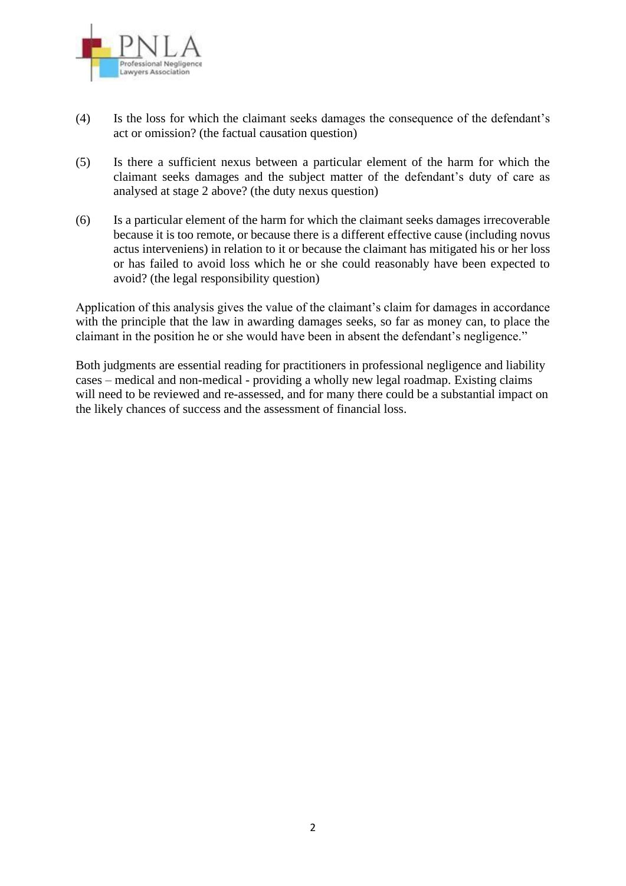(4) Is the loss for which the claimant seeks damages the consequence of the defendant's act or omission? (the factual causation question)

(5) Is there a sufficient nexus between a particular element of the harm for which the claimant seeks damages and the subject matter of the defendant's duty of care as analysed at stage 2 above? (the duty nexus question)

(6) Is a particular element of the harm for which the claimant seeks damages irrecoverable because it is too remote, or because there is a different effective cause (including novus actus interveniens) in relation to it or because the claimant has mitigated his or her loss or has failed to avoid loss which he or she could reasonably have been expected to avoid? (the legal responsibility question)

Application of this analysis gives the value of the claimant's claim for damages in accordance with the principle that the law in awarding damages seeks, so far as money can, to place the claimant in the position he or she would have been in absent the defendant's negligence."

Both judgments are essential reading for practitioners in professional negligence and liability cases – medical and non-medical - providing a wholly new legal roadmap. Existing claims will need to be reviewed and re-assessed, and for many there could be a substantial impact on the likely chances of success and the assessment of financial loss.